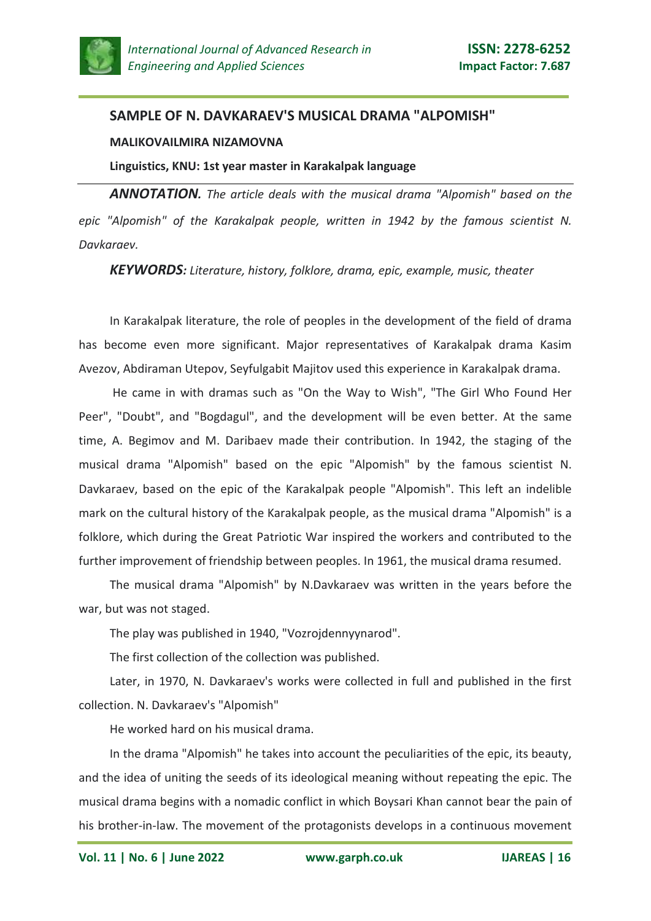# SAMPLE OF N. DAVKARAEV'S MUSICAL DRAMA "ALPOMISH"

**MALIKOVAILMIRA NIZAMOVNA**

**Linguistics, KNU: 1st year master in Karakalpak language**

***ANNOTATION.*** *The article deals with the musical drama "Alpomish" based on the epic "Alpomish" of the Karakalpak people, written in 1942 by the famous scientist N. Davkaraev.*

***KEYWORDS:*** *Literature, history, folklore, drama, epic, example, music, theater*

In Karakalpak literature, the role of peoples in the development of the field of drama has become even more significant. Major representatives of Karakalpak drama Kasim Avezov, Abdiraman Utepov, Seyfulgabit Majitov used this experience in Karakalpak drama.

He came in with dramas such as "On the Way to Wish", "The Girl Who Found Her Peer", "Doubt", and "Bogdagul", and the development will be even better. At the same time, A. Begimov and M. Daribaev made their contribution. In 1942, the staging of the musical drama "Alpomish" based on the epic "Alpomish" by the famous scientist N. Davkaraev, based on the epic of the Karakalpak people "Alpomish". This left an indelible mark on the cultural history of the Karakalpak people, as the musical drama "Alpomish" is a folklore, which during the Great Patriotic War inspired the workers and contributed to the further improvement of friendship between peoples. In 1961, the musical drama resumed.

The musical drama "Alpomish" by N.Davkaraev was written in the years before the war, but was not staged.

The play was published in 1940, "Vozrojdennyynarod".

The first collection of the collection was published.

Later, in 1970, N. Davkaraev's works were collected in full and published in the first collection. N. Davkaraev's "Alpomish"

He worked hard on his musical drama.

In the drama "Alpomish" he takes into account the peculiarities of the epic, its beauty, and the idea of uniting the seeds of its ideological meaning without repeating the epic. The musical drama begins with a nomadic conflict in which Boysari Khan cannot bear the pain of his brother-in-law. The movement of the protagonists develops in a continuous movement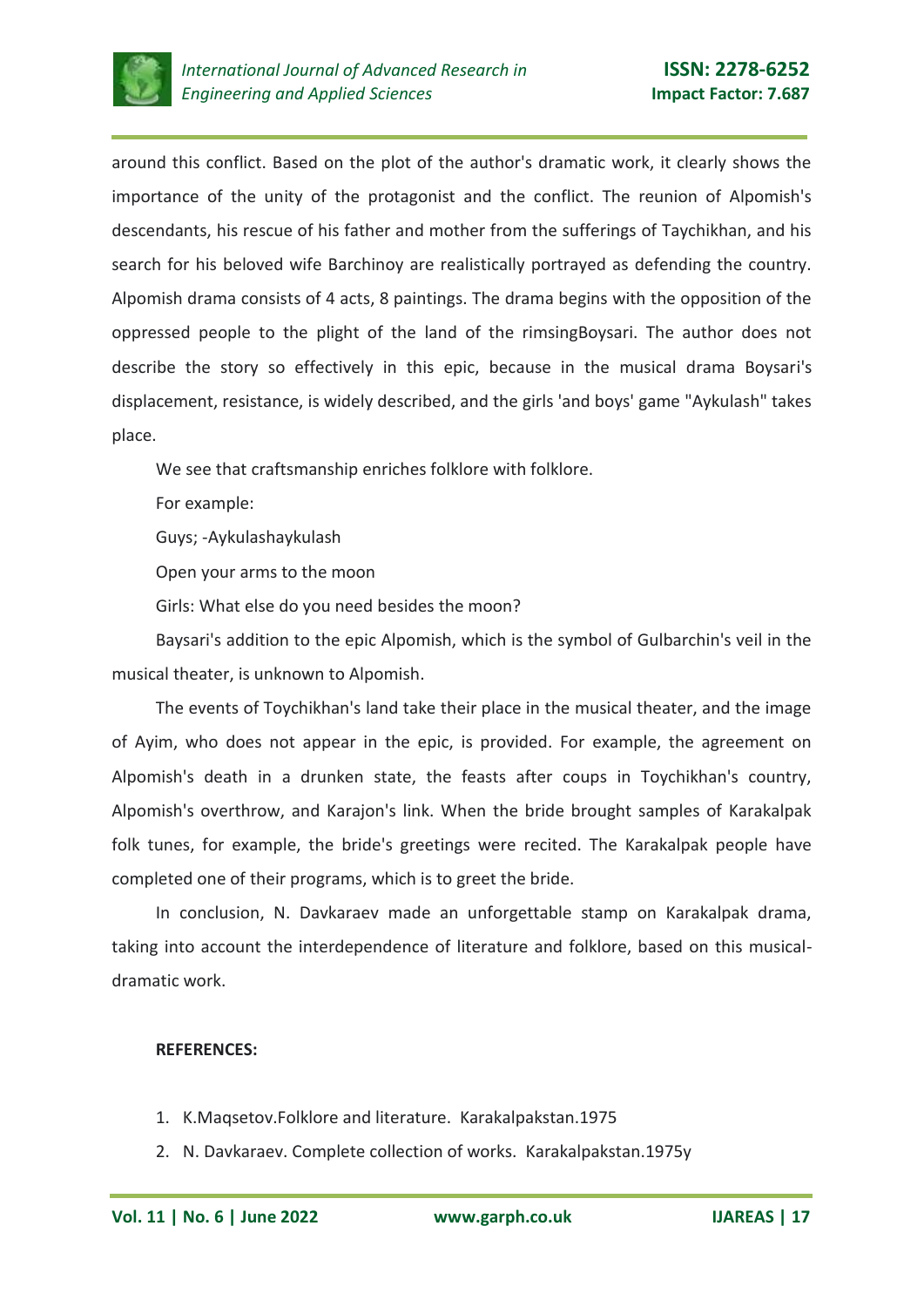around this conflict. Based on the plot of the author's dramatic work, it clearly shows the importance of the unity of the protagonist and the conflict. The reunion of Alpomish's descendants, his rescue of his father and mother from the sufferings of Taychikhan, and his search for his beloved wife Barchinoy are realistically portrayed as defending the country. Alpomish drama consists of 4 acts, 8 paintings. The drama begins with the opposition of the oppressed people to the plight of the land of the rimsingBoysari. The author does not describe the story so effectively in this epic, because in the musical drama Boysari's displacement, resistance, is widely described, and the girls 'and boys' game "Aykulash" takes place.

We see that craftsmanship enriches folklore with folklore.

For example:

Guys; -Aykulashaykulash

Open your arms to the moon

Girls: What else do you need besides the moon?

Baysari's addition to the epic Alpomish, which is the symbol of Gulbarchin's veil in the musical theater, is unknown to Alpomish.

The events of Toychikhan's land take their place in the musical theater, and the image of Ayim, who does not appear in the epic, is provided. For example, the agreement on Alpomish's death in a drunken state, the feasts after coups in Toychikhan's country, Alpomish's overthrow, and Karajon's link. When the bride brought samples of Karakalpak folk tunes, for example, the bride's greetings were recited. The Karakalpak people have completed one of their programs, which is to greet the bride.

In conclusion, N. Davkaraev made an unforgettable stamp on Karakalpak drama, taking into account the interdependence of literature and folklore, based on this musical-dramatic work.

**REFERENCES:**

1. K.Maqsetov.Folklore and literature. Karakalpakstan.1975
2. N. Davkaraev. Complete collection of works. Karakalpakstan.1975y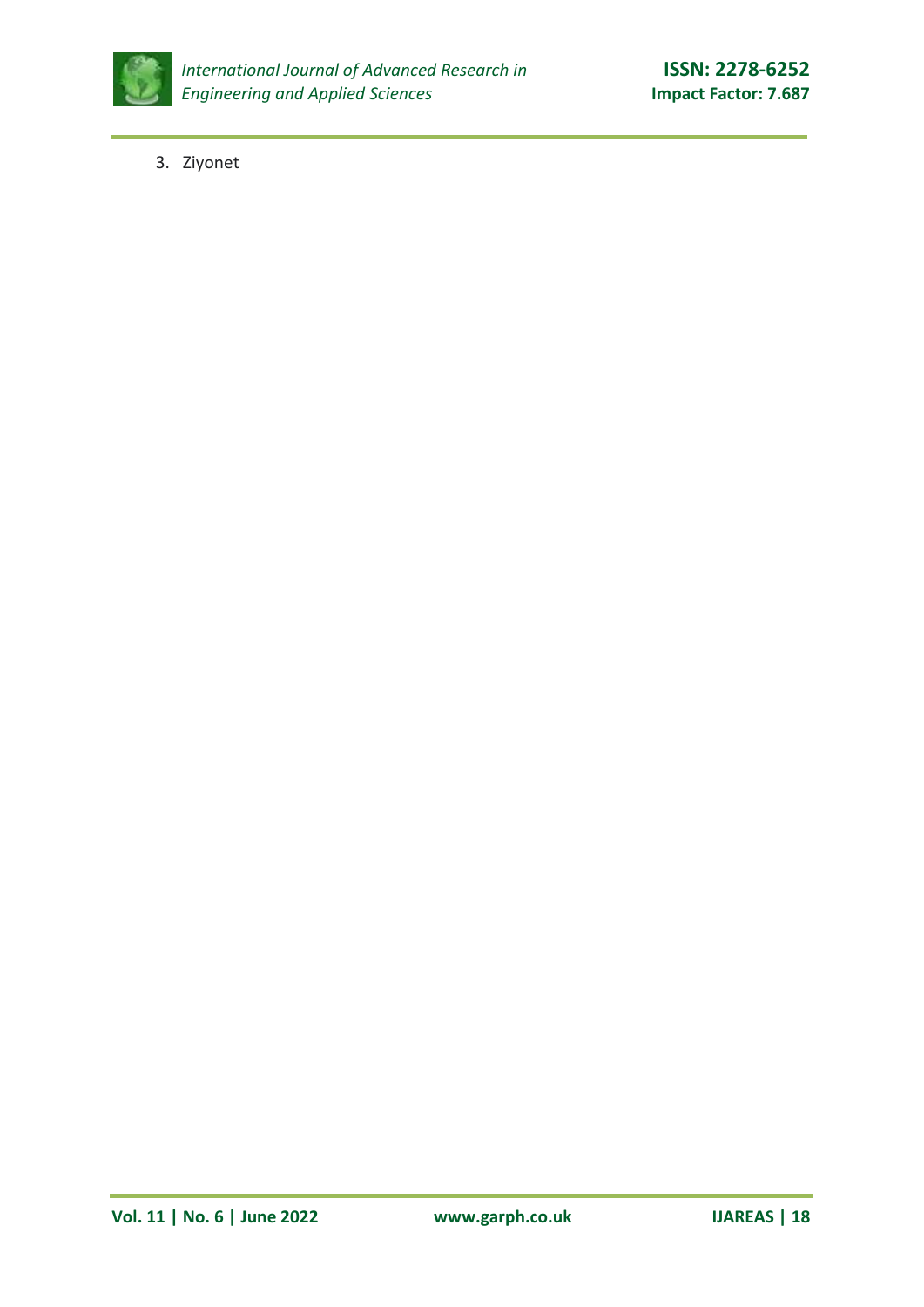3. Ziyonet